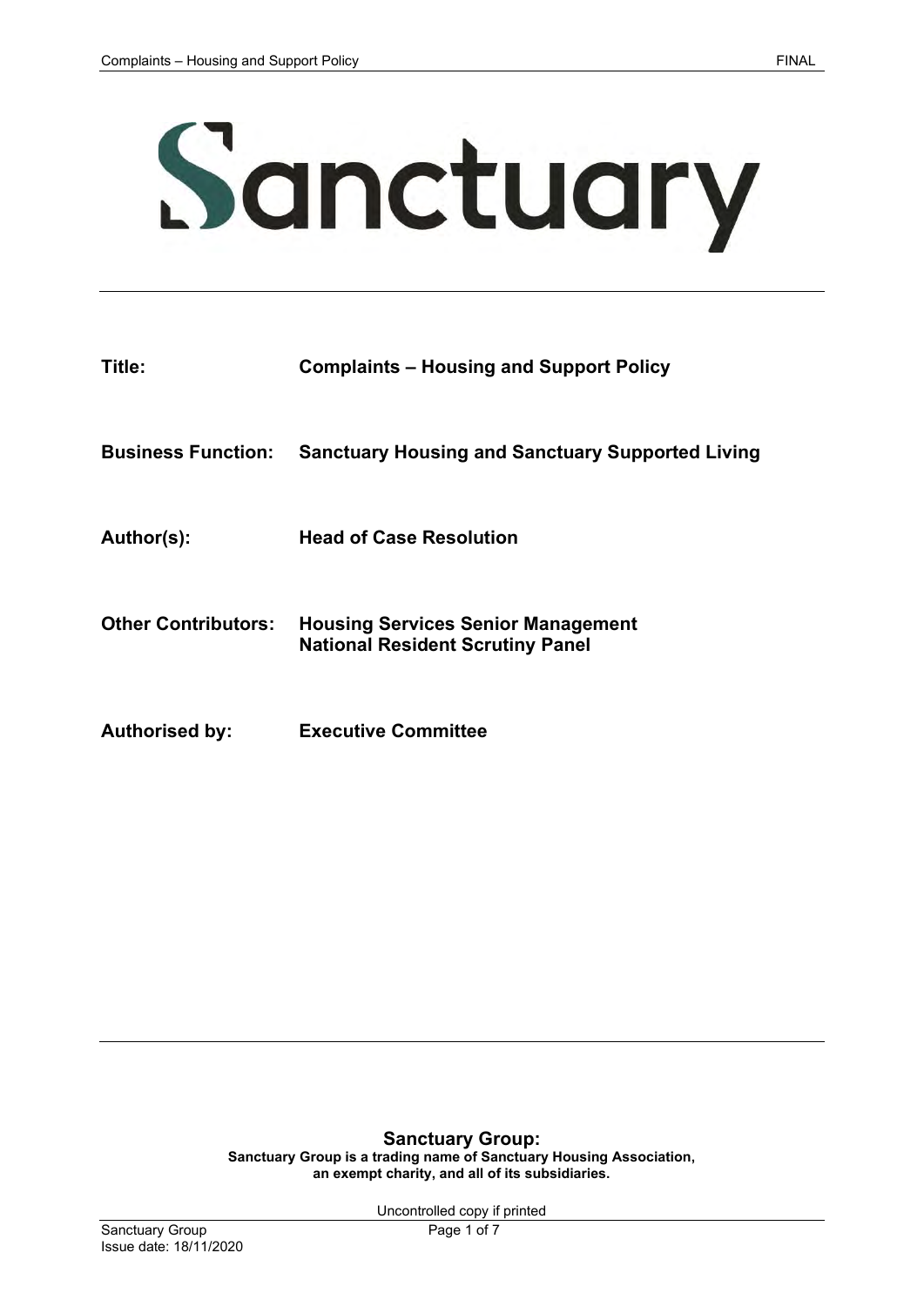# Sanctuary

| | |
|---|---|
| **Title:** | **Complaints – Housing and Support Policy** |
| **Business Function:** | **Sanctuary Housing and Sanctuary Supported Living** |
| **Author(s):** | **Head of Case Resolution** |
| **Other Contributors:** | **Housing Services Senior Management**<br>**National Resident Scrutiny Panel** |
| **Authorised by:** | **Executive Committee** |

**Sanctuary Group:**

**Sanctuary Group is a trading name of Sanctuary Housing Association, an exempt charity, and all of its subsidiaries.**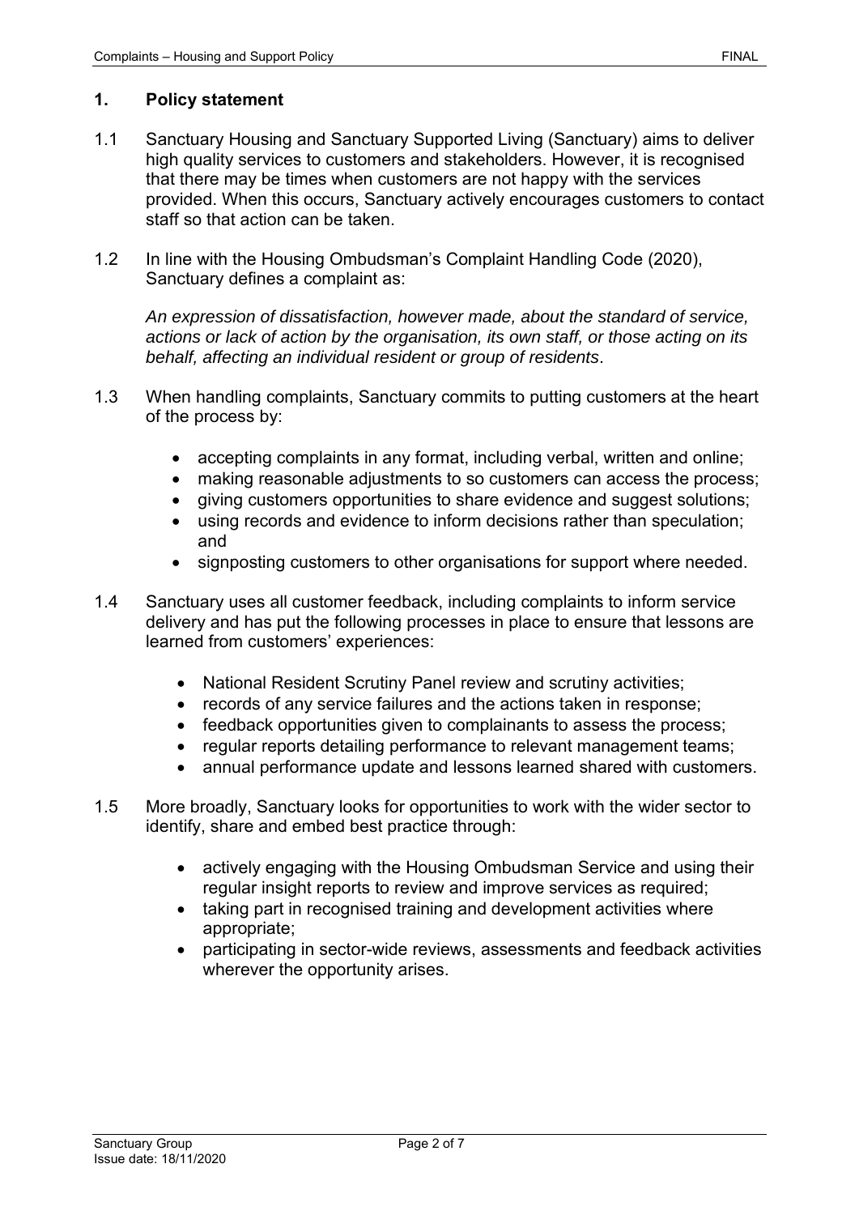## 1. Policy statement

1.1 Sanctuary Housing and Sanctuary Supported Living (Sanctuary) aims to deliver high quality services to customers and stakeholders. However, it is recognised that there may be times when customers are not happy with the services provided. When this occurs, Sanctuary actively encourages customers to contact staff so that action can be taken.

1.2 In line with the Housing Ombudsman's Complaint Handling Code (2020), Sanctuary defines a complaint as:

*An expression of dissatisfaction, however made, about the standard of service, actions or lack of action by the organisation, its own staff, or those acting on its behalf, affecting an individual resident or group of residents*.

1.3 When handling complaints, Sanctuary commits to putting customers at the heart of the process by:

- accepting complaints in any format, including verbal, written and online;
- making reasonable adjustments to so customers can access the process;
- giving customers opportunities to share evidence and suggest solutions;
- using records and evidence to inform decisions rather than speculation; and
- signposting customers to other organisations for support where needed.

1.4 Sanctuary uses all customer feedback, including complaints to inform service delivery and has put the following processes in place to ensure that lessons are learned from customers' experiences:

- National Resident Scrutiny Panel review and scrutiny activities;
- records of any service failures and the actions taken in response;
- feedback opportunities given to complainants to assess the process;
- regular reports detailing performance to relevant management teams;
- annual performance update and lessons learned shared with customers.

1.5 More broadly, Sanctuary looks for opportunities to work with the wider sector to identify, share and embed best practice through:

- actively engaging with the Housing Ombudsman Service and using their regular insight reports to review and improve services as required;
- taking part in recognised training and development activities where appropriate;
- participating in sector-wide reviews, assessments and feedback activities wherever the opportunity arises.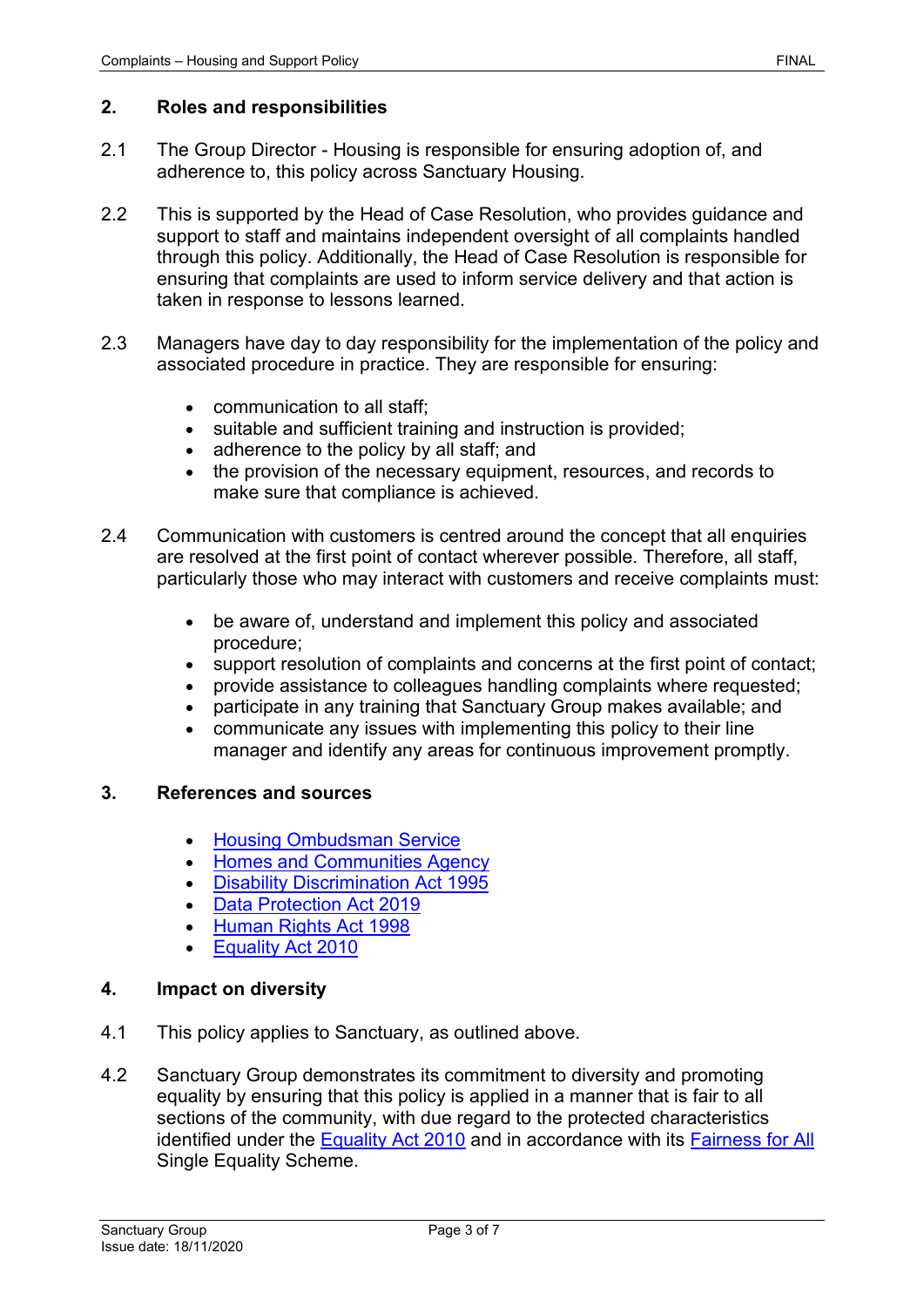## 2. Roles and responsibilities

2.1 The Group Director - Housing is responsible for ensuring adoption of, and adherence to, this policy across Sanctuary Housing.

2.2 This is supported by the Head of Case Resolution, who provides guidance and support to staff and maintains independent oversight of all complaints handled through this policy. Additionally, the Head of Case Resolution is responsible for ensuring that complaints are used to inform service delivery and that action is taken in response to lessons learned.

2.3 Managers have day to day responsibility for the implementation of the policy and associated procedure in practice. They are responsible for ensuring:

- communication to all staff;
- suitable and sufficient training and instruction is provided;
- adherence to the policy by all staff; and
- the provision of the necessary equipment, resources, and records to make sure that compliance is achieved.

2.4 Communication with customers is centred around the concept that all enquiries are resolved at the first point of contact wherever possible. Therefore, all staff, particularly those who may interact with customers and receive complaints must:

- be aware of, understand and implement this policy and associated procedure;
- support resolution of complaints and concerns at the first point of contact;
- provide assistance to colleagues handling complaints where requested;
- participate in any training that Sanctuary Group makes available; and
- communicate any issues with implementing this policy to their line manager and identify any areas for continuous improvement promptly.

## 3. References and sources

- Housing Ombudsman Service
- Homes and Communities Agency
- Disability Discrimination Act 1995
- Data Protection Act 2019
- Human Rights Act 1998
- Equality Act 2010

## 4. Impact on diversity

4.1 This policy applies to Sanctuary, as outlined above.

4.2 Sanctuary Group demonstrates its commitment to diversity and promoting equality by ensuring that this policy is applied in a manner that is fair to all sections of the community, with due regard to the protected characteristics identified under the Equality Act 2010 and in accordance with its Fairness for All Single Equality Scheme.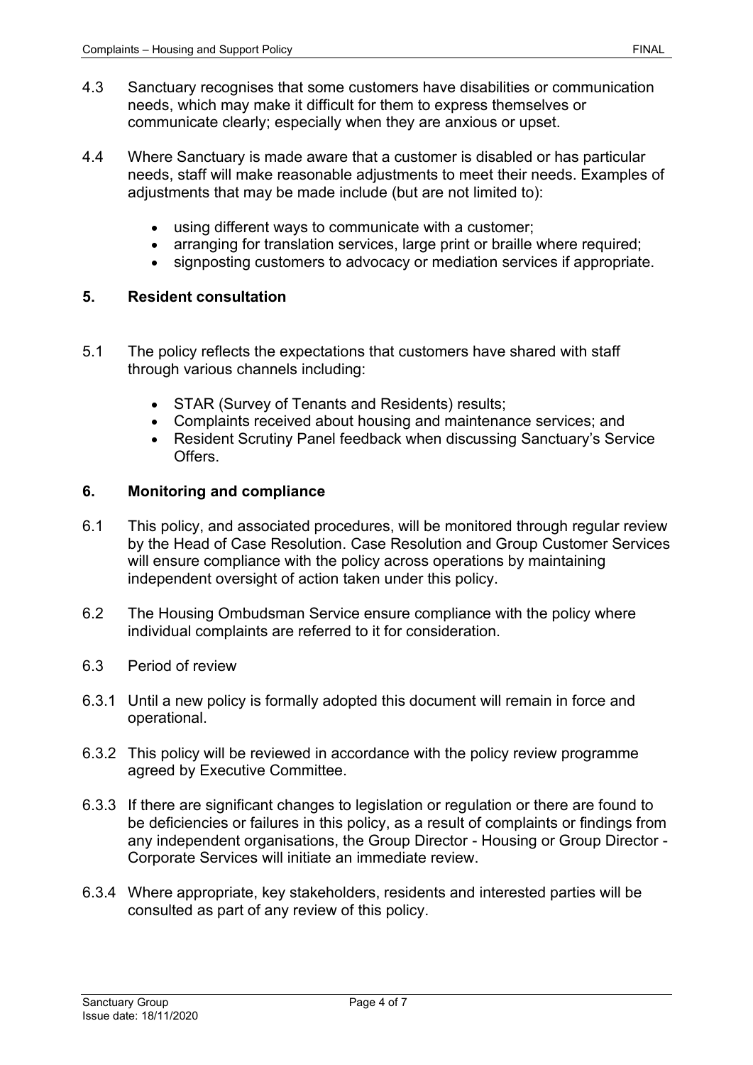4.3 Sanctuary recognises that some customers have disabilities or communication needs, which may make it difficult for them to express themselves or communicate clearly; especially when they are anxious or upset.

4.4 Where Sanctuary is made aware that a customer is disabled or has particular needs, staff will make reasonable adjustments to meet their needs. Examples of adjustments that may be made include (but are not limited to):

- using different ways to communicate with a customer;
- arranging for translation services, large print or braille where required;
- signposting customers to advocacy or mediation services if appropriate.

## 5. Resident consultation

5.1 The policy reflects the expectations that customers have shared with staff through various channels including:

- STAR (Survey of Tenants and Residents) results;
- Complaints received about housing and maintenance services; and
- Resident Scrutiny Panel feedback when discussing Sanctuary's Service Offers.

## 6. Monitoring and compliance

6.1 This policy, and associated procedures, will be monitored through regular review by the Head of Case Resolution. Case Resolution and Group Customer Services will ensure compliance with the policy across operations by maintaining independent oversight of action taken under this policy.

6.2 The Housing Ombudsman Service ensure compliance with the policy where individual complaints are referred to it for consideration.

6.3 Period of review

6.3.1 Until a new policy is formally adopted this document will remain in force and operational.

6.3.2 This policy will be reviewed in accordance with the policy review programme agreed by Executive Committee.

6.3.3 If there are significant changes to legislation or regulation or there are found to be deficiencies or failures in this policy, as a result of complaints or findings from any independent organisations, the Group Director - Housing or Group Director - Corporate Services will initiate an immediate review.

6.3.4 Where appropriate, key stakeholders, residents and interested parties will be consulted as part of any review of this policy.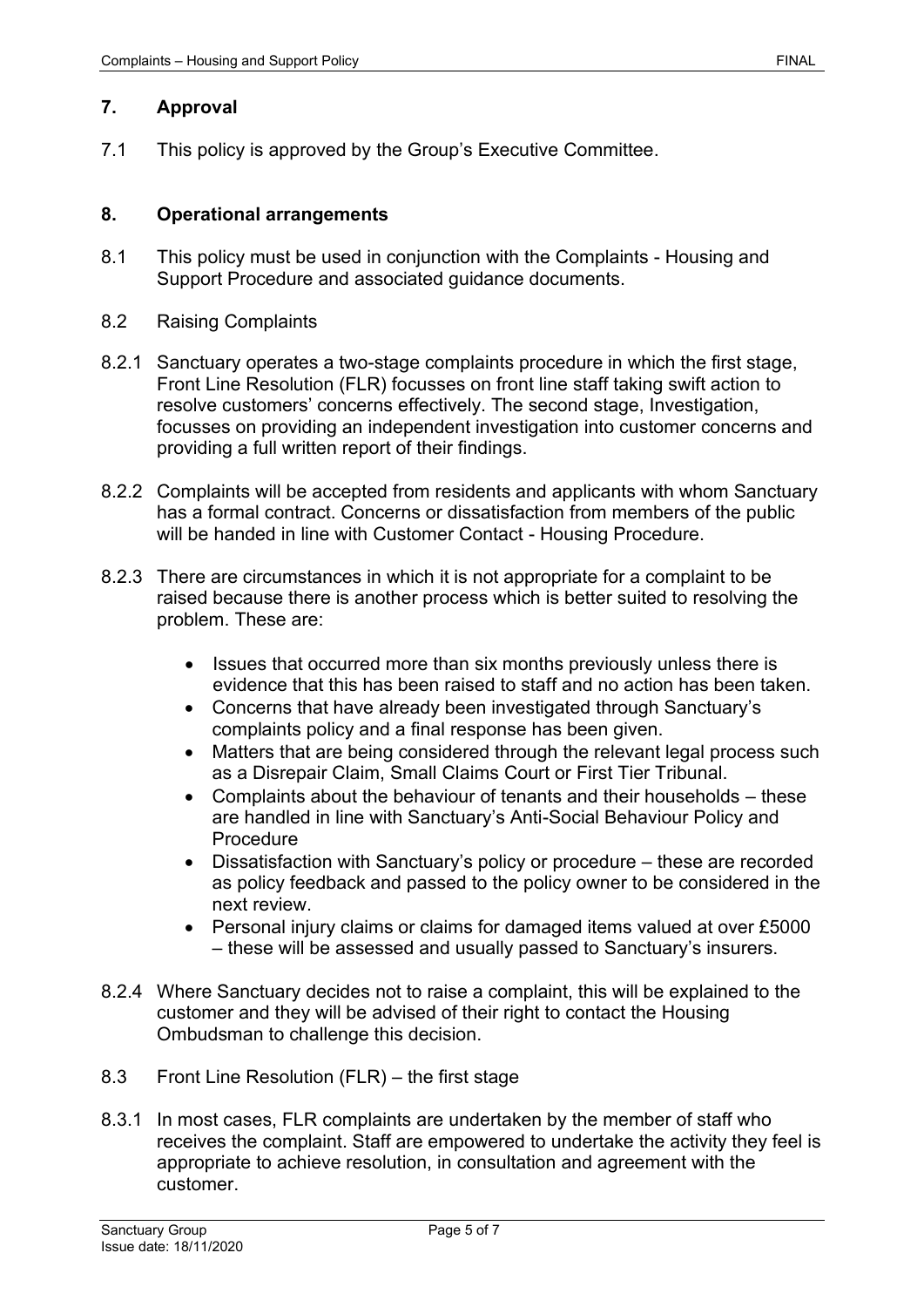## 7. Approval

7.1 This policy is approved by the Group's Executive Committee.

## 8. Operational arrangements

8.1 This policy must be used in conjunction with the Complaints - Housing and Support Procedure and associated guidance documents.

8.2 Raising Complaints

8.2.1 Sanctuary operates a two-stage complaints procedure in which the first stage, Front Line Resolution (FLR) focusses on front line staff taking swift action to resolve customers' concerns effectively. The second stage, Investigation, focusses on providing an independent investigation into customer concerns and providing a full written report of their findings.

8.2.2 Complaints will be accepted from residents and applicants with whom Sanctuary has a formal contract. Concerns or dissatisfaction from members of the public will be handed in line with Customer Contact - Housing Procedure.

8.2.3 There are circumstances in which it is not appropriate for a complaint to be raised because there is another process which is better suited to resolving the problem. These are:

- Issues that occurred more than six months previously unless there is evidence that this has been raised to staff and no action has been taken.
- Concerns that have already been investigated through Sanctuary's complaints policy and a final response has been given.
- Matters that are being considered through the relevant legal process such as a Disrepair Claim, Small Claims Court or First Tier Tribunal.
- Complaints about the behaviour of tenants and their households – these are handled in line with Sanctuary's Anti-Social Behaviour Policy and Procedure
- Dissatisfaction with Sanctuary's policy or procedure – these are recorded as policy feedback and passed to the policy owner to be considered in the next review.
- Personal injury claims or claims for damaged items valued at over £5000 – these will be assessed and usually passed to Sanctuary's insurers.

8.2.4 Where Sanctuary decides not to raise a complaint, this will be explained to the customer and they will be advised of their right to contact the Housing Ombudsman to challenge this decision.

8.3 Front Line Resolution (FLR) – the first stage

8.3.1 In most cases, FLR complaints are undertaken by the member of staff who receives the complaint. Staff are empowered to undertake the activity they feel is appropriate to achieve resolution, in consultation and agreement with the customer.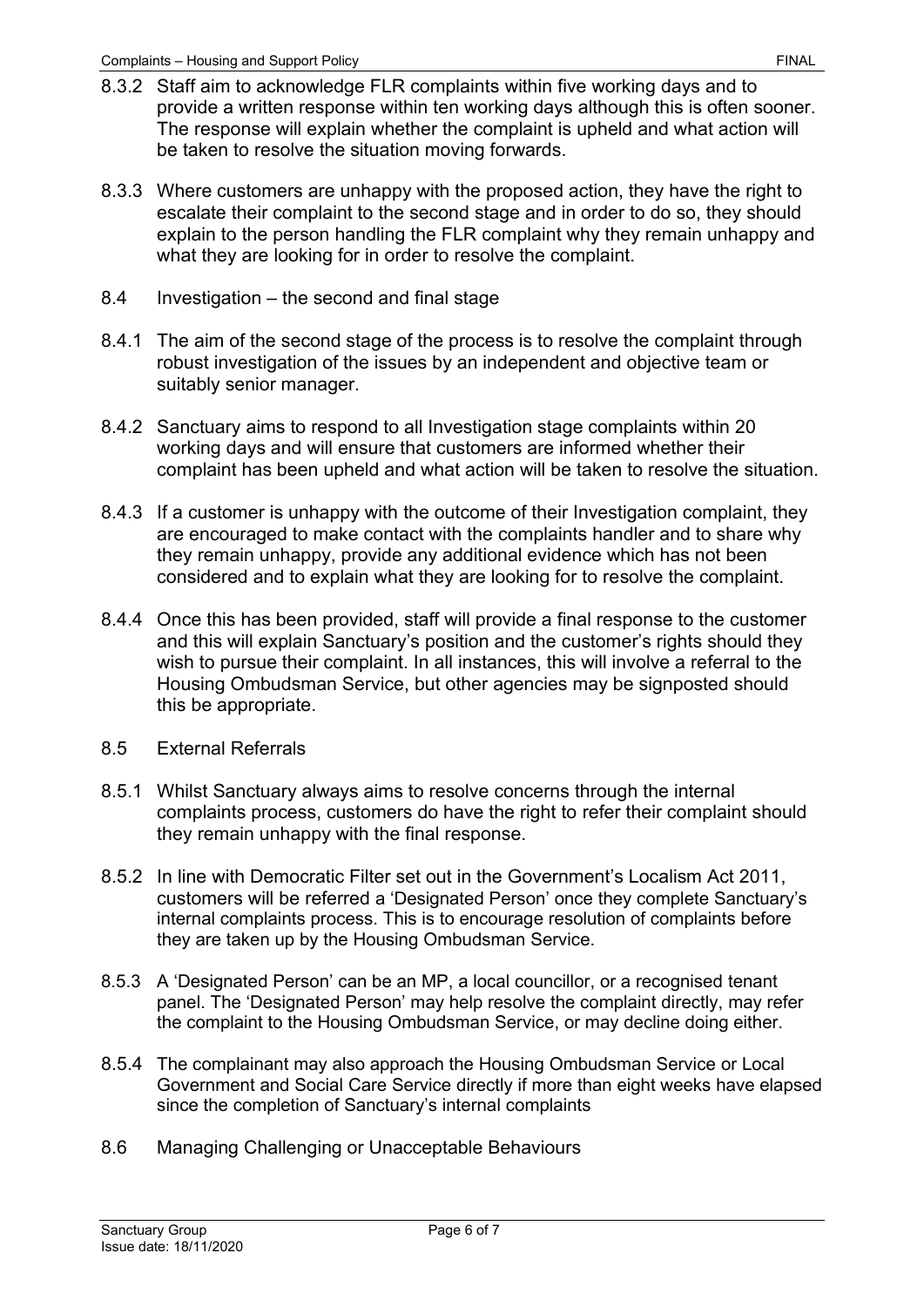8.3.2 Staff aim to acknowledge FLR complaints within five working days and to provide a written response within ten working days although this is often sooner. The response will explain whether the complaint is upheld and what action will be taken to resolve the situation moving forwards.

8.3.3 Where customers are unhappy with the proposed action, they have the right to escalate their complaint to the second stage and in order to do so, they should explain to the person handling the FLR complaint why they remain unhappy and what they are looking for in order to resolve the complaint.

8.4 Investigation – the second and final stage

8.4.1 The aim of the second stage of the process is to resolve the complaint through robust investigation of the issues by an independent and objective team or suitably senior manager.

8.4.2 Sanctuary aims to respond to all Investigation stage complaints within 20 working days and will ensure that customers are informed whether their complaint has been upheld and what action will be taken to resolve the situation.

8.4.3 If a customer is unhappy with the outcome of their Investigation complaint, they are encouraged to make contact with the complaints handler and to share why they remain unhappy, provide any additional evidence which has not been considered and to explain what they are looking for to resolve the complaint.

8.4.4 Once this has been provided, staff will provide a final response to the customer and this will explain Sanctuary's position and the customer's rights should they wish to pursue their complaint. In all instances, this will involve a referral to the Housing Ombudsman Service, but other agencies may be signposted should this be appropriate.

8.5 External Referrals

8.5.1 Whilst Sanctuary always aims to resolve concerns through the internal complaints process, customers do have the right to refer their complaint should they remain unhappy with the final response.

8.5.2 In line with Democratic Filter set out in the Government's Localism Act 2011, customers will be referred a 'Designated Person' once they complete Sanctuary's internal complaints process. This is to encourage resolution of complaints before they are taken up by the Housing Ombudsman Service.

8.5.3 A 'Designated Person' can be an MP, a local councillor, or a recognised tenant panel. The 'Designated Person' may help resolve the complaint directly, may refer the complaint to the Housing Ombudsman Service, or may decline doing either.

8.5.4 The complainant may also approach the Housing Ombudsman Service or Local Government and Social Care Service directly if more than eight weeks have elapsed since the completion of Sanctuary's internal complaints

8.6 Managing Challenging or Unacceptable Behaviours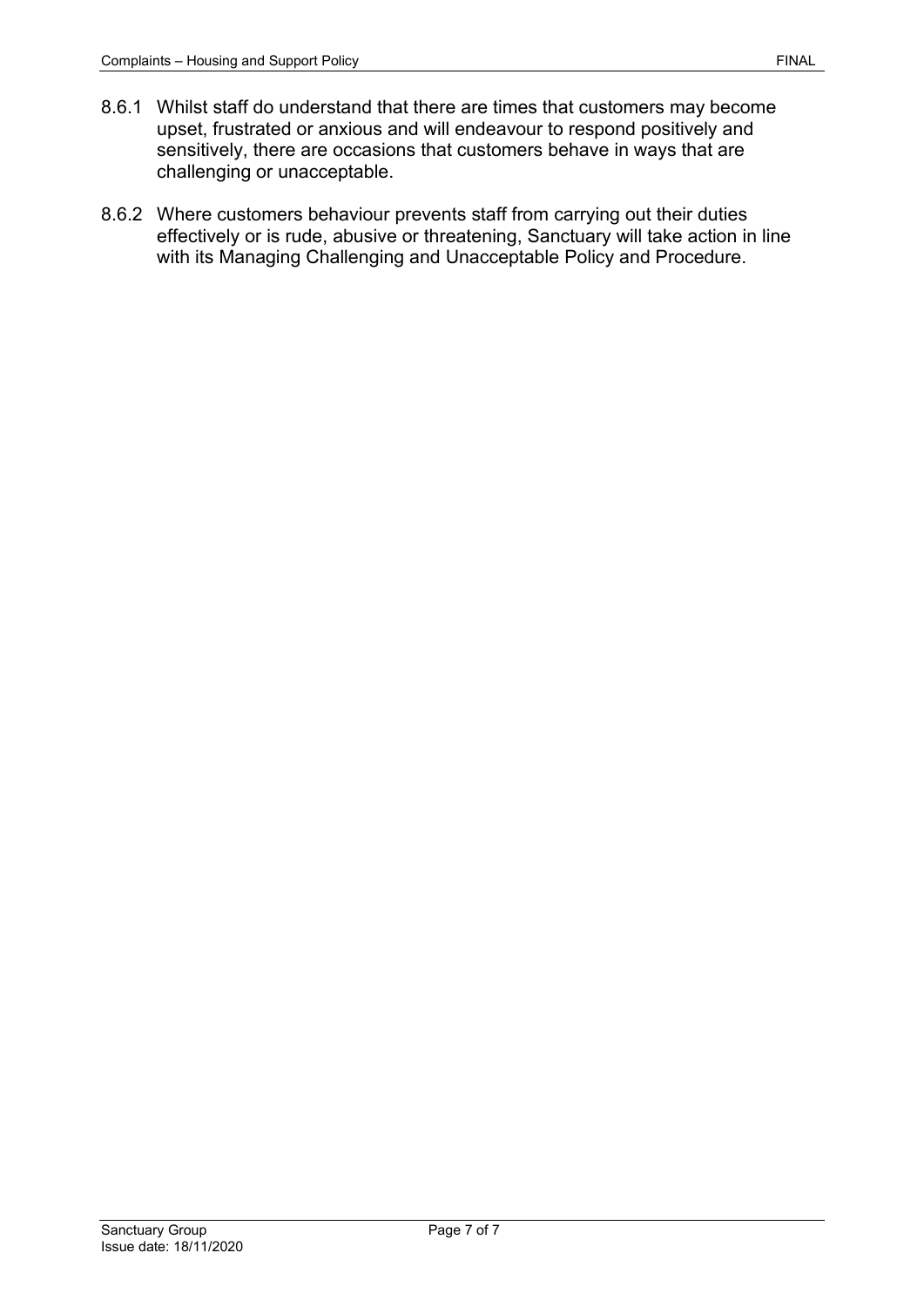8.6.1 Whilst staff do understand that there are times that customers may become upset, frustrated or anxious and will endeavour to respond positively and sensitively, there are occasions that customers behave in ways that are challenging or unacceptable.

8.6.2 Where customers behaviour prevents staff from carrying out their duties effectively or is rude, abusive or threatening, Sanctuary will take action in line with its Managing Challenging and Unacceptable Policy and Procedure.